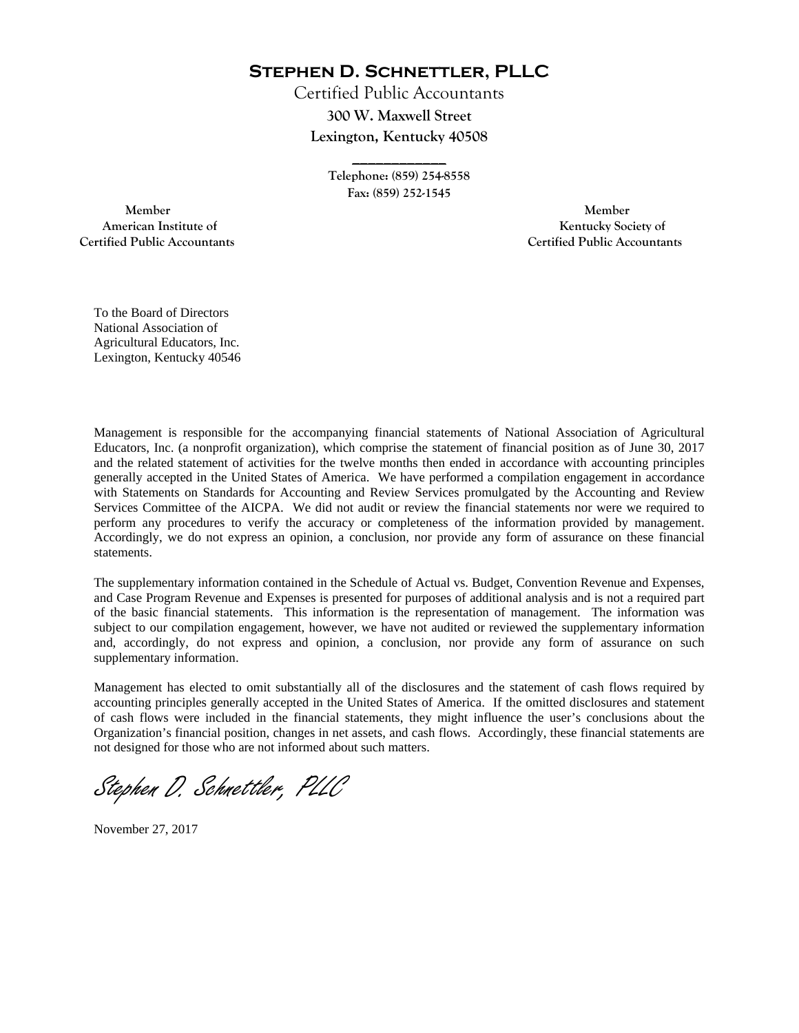# STEPHEN D. SCHNETTLER, PLLC

Certified Public Accountants
**300 W. Maxwell Street**
**Lexington, Kentucky 40508**

---

Telephone: (859) 254-8558
Fax: (859) 252-1545

Member
American Institute of
Certified Public Accountants

Member
Kentucky Society of
Certified Public Accountants

To the Board of Directors
National Association of
Agricultural Educators, Inc.
Lexington, Kentucky 40546

Management is responsible for the accompanying financial statements of National Association of Agricultural Educators, Inc. (a nonprofit organization), which comprise the statement of financial position as of June 30, 2017 and the related statement of activities for the twelve months then ended in accordance with accounting principles generally accepted in the United States of America. We have performed a compilation engagement in accordance with Statements on Standards for Accounting and Review Services promulgated by the Accounting and Review Services Committee of the AICPA. We did not audit or review the financial statements nor were we required to perform any procedures to verify the accuracy or completeness of the information provided by management. Accordingly, we do not express an opinion, a conclusion, nor provide any form of assurance on these financial statements.

The supplementary information contained in the Schedule of Actual vs. Budget, Convention Revenue and Expenses, and Case Program Revenue and Expenses is presented for purposes of additional analysis and is not a required part of the basic financial statements. This information is the representation of management. The information was subject to our compilation engagement, however, we have not audited or reviewed the supplementary information and, accordingly, do not express and opinion, a conclusion, nor provide any form of assurance on such supplementary information.

Management has elected to omit substantially all of the disclosures and the statement of cash flows required by accounting principles generally accepted in the United States of America. If the omitted disclosures and statement of cash flows were included in the financial statements, they might influence the user's conclusions about the Organization's financial position, changes in net assets, and cash flows. Accordingly, these financial statements are not designed for those who are not informed about such matters.

*Stephen D. Schnettler, PLLC*

November 27, 2017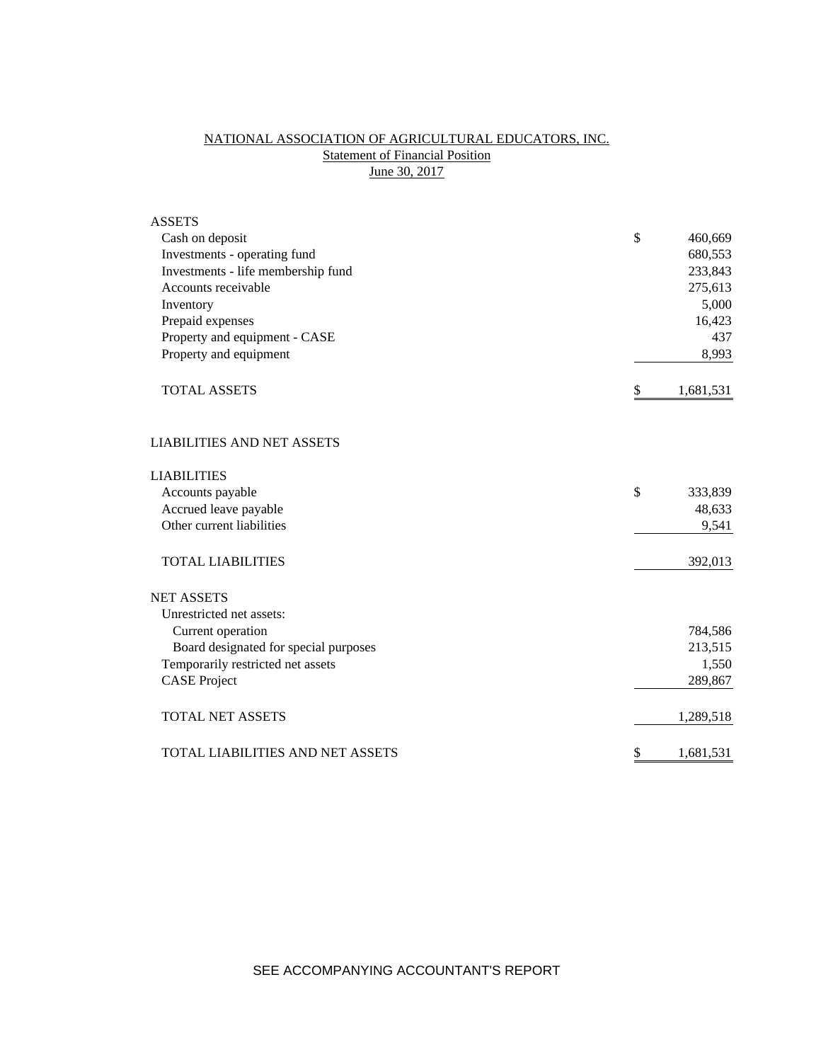# NATIONAL ASSOCIATION OF AGRICULTURAL EDUCATORS, INC.

## Statement of Financial Position

### June 30, 2017

| | |
|---|---|
| **ASSETS** | |
| Cash on deposit | $ 460,669 |
| Investments - operating fund | 680,553 |
| Investments - life membership fund | 233,843 |
| Accounts receivable | 275,613 |
| Inventory | 5,000 |
| Prepaid expenses | 16,423 |
| Property and equipment - CASE | 437 |
| Property and equipment | 8,993 |
| TOTAL ASSETS | $ 1,681,531 |

| | |
|---|---|
| **LIABILITIES AND NET ASSETS** | |
| **LIABILITIES** | |
| Accounts payable | $ 333,839 |
| Accrued leave payable | 48,633 |
| Other current liabilities | 9,541 |
| TOTAL LIABILITIES | 392,013 |
| **NET ASSETS** | |
| Unrestricted net assets: | |
| Current operation | 784,586 |
| Board designated for special purposes | 213,515 |
| Temporarily restricted net assets | 1,550 |
| CASE Project | 289,867 |
| TOTAL NET ASSETS | 1,289,518 |
| TOTAL LIABILITIES AND NET ASSETS | $ 1,681,531 |

SEE ACCOMPANYING ACCOUNTANT'S REPORT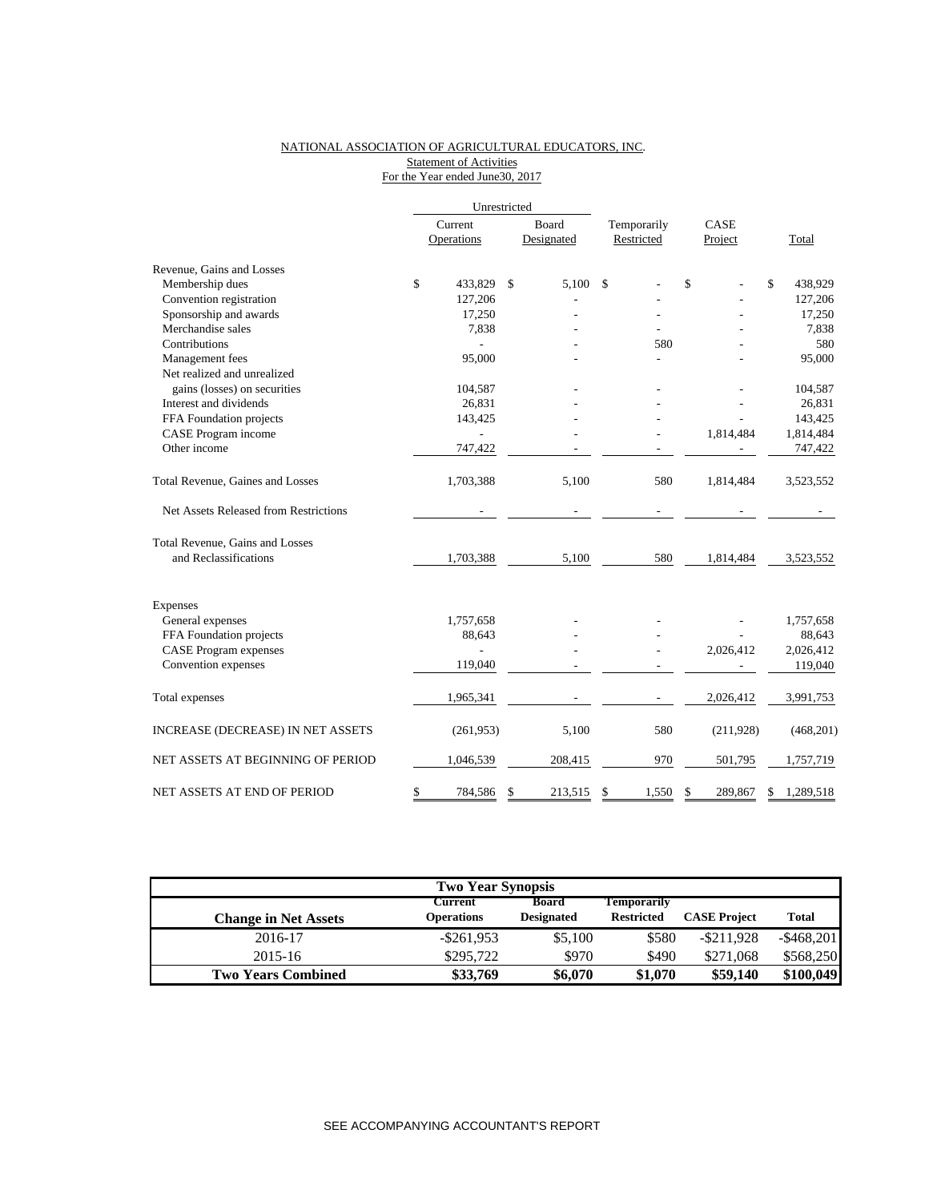NATIONAL ASSOCIATION OF AGRICULTURAL EDUCATORS, INC.
Statement of Activities
For the Year ended June30, 2017

| | Unrestricted | | | | |
|---|---|---|---|---|---|
| | Current Operations | Board Designated | Temporarily Restricted | CASE Project | Total |
| Revenue, Gains and Losses | | | | | |
| Membership dues | $ 433,829 | $ 5,100 | $ - | $ - | $ 438,929 |
| Convention registration | 127,206 | - | - | - | 127,206 |
| Sponsorship and awards | 17,250 | - | - | - | 17,250 |
| Merchandise sales | 7,838 | - | - | - | 7,838 |
| Contributions | - | - | 580 | - | 580 |
| Management fees | 95,000 | - | - | - | 95,000 |
| Net realized and unrealized gains (losses) on securities | 104,587 | - | - | - | 104,587 |
| Interest and dividends | 26,831 | - | - | - | 26,831 |
| FFA Foundation projects | 143,425 | - | - | - | 143,425 |
| CASE Program income | - | - | - | 1,814,484 | 1,814,484 |
| Other income | 747,422 | - | - | - | 747,422 |
| Total Revenue, Gaines and Losses | 1,703,388 | 5,100 | 580 | 1,814,484 | 3,523,552 |
| Net Assets Released from Restrictions | - | - | - | - | - |
| Total Revenue, Gains and Losses and Reclassifications | 1,703,388 | 5,100 | 580 | 1,814,484 | 3,523,552 |
| Expenses | | | | | |
| General expenses | 1,757,658 | - | - | - | 1,757,658 |
| FFA Foundation projects | 88,643 | - | - | - | 88,643 |
| CASE Program expenses | - | - | - | 2,026,412 | 2,026,412 |
| Convention expenses | 119,040 | - | - | - | 119,040 |
| Total expenses | 1,965,341 | - | - | 2,026,412 | 3,991,753 |
| INCREASE (DECREASE) IN NET ASSETS | (261,953) | 5,100 | 580 | (211,928) | (468,201) |
| NET ASSETS AT BEGINNING OF PERIOD | 1,046,539 | 208,415 | 970 | 501,795 | 1,757,719 |
| NET ASSETS AT END OF PERIOD | $ 784,586 | $ 213,515 | $ 1,550 | $ 289,867 | $ 1,289,518 |

| Two Year Synopsis | | | | | |
|---|---|---|---|---|---|
| **Change in Net Assets** | **Current Operations** | **Board Designated** | **Temporarily Restricted** | **CASE Project** | **Total** |
| 2016-17 | -$261,953 | $5,100 | $580 | -$211,928 | -$468,201 |
| 2015-16 | $295,722 | $970 | $490 | $271,068 | $568,250 |
| **Two Years Combined** | **$33,769** | **$6,070** | **$1,070** | **$59,140** | **$100,049** |

SEE ACCOMPANYING ACCOUNTANT'S REPORT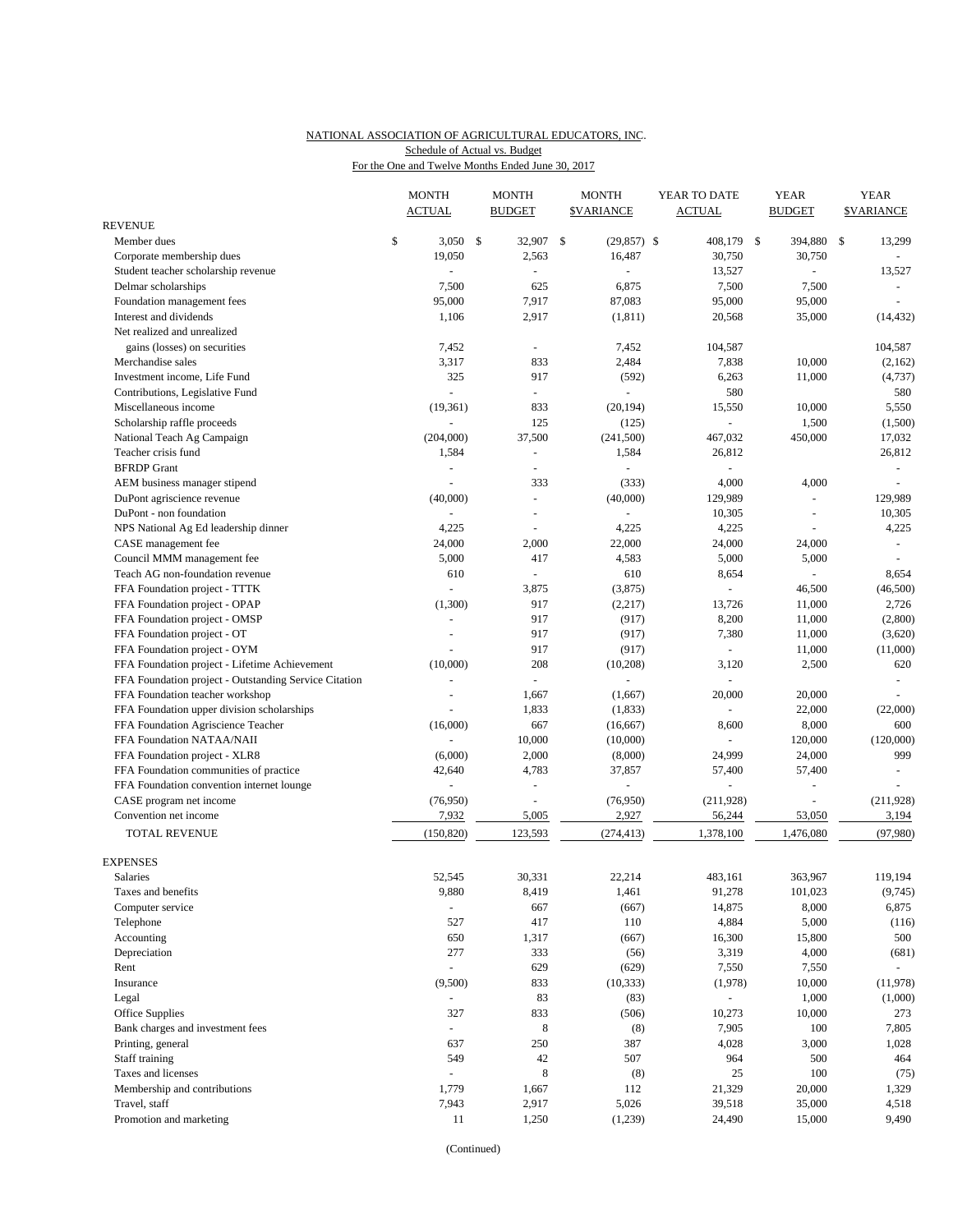NATIONAL ASSOCIATION OF AGRICULTURAL EDUCATORS, INC.

Schedule of Actual vs. Budget

For the One and Twelve Months Ended June 30, 2017

| | MONTH ACTUAL | MONTH BUDGET | MONTH $VARIANCE | YEAR TO DATE ACTUAL | YEAR BUDGET | YEAR $VARIANCE |
|---|---|---|---|---|---|---|
| REVENUE | | | | | | |
| Member dues | $ 3,050 | $ 32,907 | $ (29,857) | $ 408,179 | $ 394,880 | $ 13,299 |
| Corporate membership dues | 19,050 | 2,563 | 16,487 | 30,750 | 30,750 | - |
| Student teacher scholarship revenue | - | - | - | 13,527 | - | 13,527 |
| Delmar scholarships | 7,500 | 625 | 6,875 | 7,500 | 7,500 | - |
| Foundation management fees | 95,000 | 7,917 | 87,083 | 95,000 | 95,000 | - |
| Interest and dividends | 1,106 | 2,917 | (1,811) | 20,568 | 35,000 | (14,432) |
| Net realized and unrealized gains (losses) on securities | 7,452 | - | 7,452 | 104,587 | | 104,587 |
| Merchandise sales | 3,317 | 833 | 2,484 | 7,838 | 10,000 | (2,162) |
| Investment income, Life Fund | 325 | 917 | (592) | 6,263 | 11,000 | (4,737) |
| Contributions, Legislative Fund | - | - | - | 580 | | 580 |
| Miscellaneous income | (19,361) | 833 | (20,194) | 15,550 | 10,000 | 5,550 |
| Scholarship raffle proceeds | - | 125 | (125) | - | 1,500 | (1,500) |
| National Teach Ag Campaign | (204,000) | 37,500 | (241,500) | 467,032 | 450,000 | 17,032 |
| Teacher crisis fund | 1,584 | - | 1,584 | 26,812 | | 26,812 |
| BFRDP Grant | - | - | - | - | | - |
| AEM business manager stipend | - | 333 | (333) | 4,000 | 4,000 | - |
| DuPont agriscience revenue | (40,000) | - | (40,000) | 129,989 | - | 129,989 |
| DuPont - non foundation | - | - | - | 10,305 | - | 10,305 |
| NPS National Ag Ed leadership dinner | 4,225 | - | 4,225 | 4,225 | - | 4,225 |
| CASE management fee | 24,000 | 2,000 | 22,000 | 24,000 | 24,000 | - |
| Council MMM management fee | 5,000 | 417 | 4,583 | 5,000 | 5,000 | - |
| Teach AG non-foundation revenue | 610 | - | 610 | 8,654 | - | 8,654 |
| FFA Foundation project - TTTK | - | 3,875 | (3,875) | - | 46,500 | (46,500) |
| FFA Foundation project - OPAP | (1,300) | 917 | (2,217) | 13,726 | 11,000 | 2,726 |
| FFA Foundation project - OMSP | - | 917 | (917) | 8,200 | 11,000 | (2,800) |
| FFA Foundation project - OT | - | 917 | (917) | 7,380 | 11,000 | (3,620) |
| FFA Foundation project - OYM | - | 917 | (917) | - | 11,000 | (11,000) |
| FFA Foundation project - Lifetime Achievement | (10,000) | 208 | (10,208) | 3,120 | 2,500 | 620 |
| FFA Foundation project - Outstanding Service Citation | - | - | - | - | | - |
| FFA Foundation teacher workshop | - | 1,667 | (1,667) | 20,000 | 20,000 | - |
| FFA Foundation upper division scholarships | - | 1,833 | (1,833) | - | 22,000 | (22,000) |
| FFA Foundation Agriscience Teacher | (16,000) | 667 | (16,667) | 8,600 | 8,000 | 600 |
| FFA Foundation NATAA/NAII | - | 10,000 | (10,000) | - | 120,000 | (120,000) |
| FFA Foundation project - XLR8 | (6,000) | 2,000 | (8,000) | 24,999 | 24,000 | 999 |
| FFA Foundation communities of practice | 42,640 | 4,783 | 37,857 | 57,400 | 57,400 | - |
| FFA Foundation convention internet lounge | - | - | - | - | - | - |
| CASE program net income | (76,950) | - | (76,950) | (211,928) | - | (211,928) |
| Convention net income | 7,932 | 5,005 | 2,927 | 56,244 | 53,050 | 3,194 |
| TOTAL REVENUE | (150,820) | 123,593 | (274,413) | 1,378,100 | 1,476,080 | (97,980) |
| EXPENSES | | | | | | |
| Salaries | 52,545 | 30,331 | 22,214 | 483,161 | 363,967 | 119,194 |
| Taxes and benefits | 9,880 | 8,419 | 1,461 | 91,278 | 101,023 | (9,745) |
| Computer service | - | 667 | (667) | 14,875 | 8,000 | 6,875 |
| Telephone | 527 | 417 | 110 | 4,884 | 5,000 | (116) |
| Accounting | 650 | 1,317 | (667) | 16,300 | 15,800 | 500 |
| Depreciation | 277 | 333 | (56) | 3,319 | 4,000 | (681) |
| Rent | - | 629 | (629) | 7,550 | 7,550 | - |
| Insurance | (9,500) | 833 | (10,333) | (1,978) | 10,000 | (11,978) |
| Legal | - | 83 | (83) | - | 1,000 | (1,000) |
| Office Supplies | 327 | 833 | (506) | 10,273 | 10,000 | 273 |
| Bank charges and investment fees | - | 8 | (8) | 7,905 | 100 | 7,805 |
| Printing, general | 637 | 250 | 387 | 4,028 | 3,000 | 1,028 |
| Staff training | 549 | 42 | 507 | 964 | 500 | 464 |
| Taxes and licenses | - | 8 | (8) | 25 | 100 | (75) |
| Membership and contributions | 1,779 | 1,667 | 112 | 21,329 | 20,000 | 1,329 |
| Travel, staff | 7,943 | 2,917 | 5,026 | 39,518 | 35,000 | 4,518 |
| Promotion and marketing | 11 | 1,250 | (1,239) | 24,490 | 15,000 | 9,490 |

(Continued)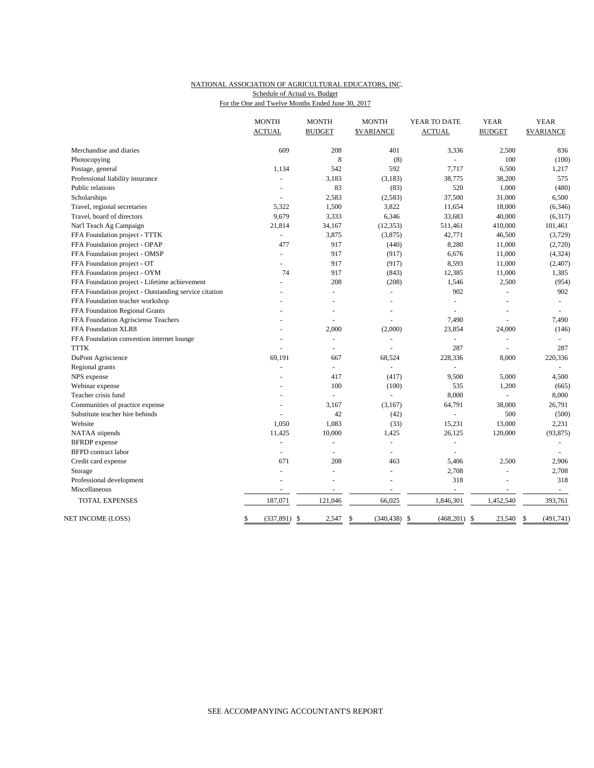NATIONAL ASSOCIATION OF AGRICULTURAL EDUCATORS, INC.
Schedule of Actual vs. Budget
For the One and Twelve Months Ended June 30, 2017

| | MONTH ACTUAL | MONTH BUDGET | MONTH $VARIANCE | YEAR TO DATE ACTUAL | YEAR BUDGET | YEAR $VARIANCE |
|---|---|---|---|---|---|---|
| Merchandise and diaries | 609 | 208 | 401 | 3,336 | 2,500 | 836 |
| Photocopying | | 8 | (8) | - | 100 | (100) |
| Postage, general | 1,134 | 542 | 592 | 7,717 | 6,500 | 1,217 |
| Professional liability insurance | - | 3,183 | (3,183) | 38,775 | 38,200 | 575 |
| Public relations | - | 83 | (83) | 520 | 1,000 | (480) |
| Scholarships | - | 2,583 | (2,583) | 37,500 | 31,000 | 6,500 |
| Travel, regional secretaries | 5,322 | 1,500 | 3,822 | 11,654 | 18,000 | (6,346) |
| Travel, board of directors | 9,679 | 3,333 | 6,346 | 33,683 | 40,000 | (6,317) |
| Nat'l Teach Ag Campaign | 21,814 | 34,167 | (12,353) | 511,461 | 410,000 | 101,461 |
| FFA Foundation project - TTTK | - | 3,875 | (3,875) | 42,771 | 46,500 | (3,729) |
| FFA Foundation project - OPAP | 477 | 917 | (440) | 8,280 | 11,000 | (2,720) |
| FFA Foundation project - OMSP | - | 917 | (917) | 6,676 | 11,000 | (4,324) |
| FFA Foundation project - OT | - | 917 | (917) | 8,593 | 11,000 | (2,407) |
| FFA Foundation project - OYM | 74 | 917 | (843) | 12,385 | 11,000 | 1,385 |
| FFA Foundation project - Lifetime achievement | - | 208 | (208) | 1,546 | 2,500 | (954) |
| FFA Foundation project - Outstanding service citation | - | - | - | 902 | - | 902 |
| FFA Foundation teacher workshop | - | - | - | - | - | - |
| FFA Foundation Regional Grants | - | - | - | - | - | - |
| FFA Foundation Agrisciense Teachers | - | - | - | 7,490 | - | 7,490 |
| FFA Foundation XLR8 | - | 2,000 | (2,000) | 23,854 | 24,000 | (146) |
| FFA Foundation convention internet lounge | - | - | - | - | - | - |
| TTTK | - | - | - | 287 | - | 287 |
| DuPont Agriscience | 69,191 | 667 | 68,524 | 228,336 | 8,000 | 220,336 |
| Regional grants | - | - | - | - | | - |
| NPS expense | - | 417 | (417) | 9,500 | 5,000 | 4,500 |
| Webinar expense | - | 100 | (100) | 535 | 1,200 | (665) |
| Teacher crisis fund | - | - | - | 8,000 | - | 8,000 |
| Communities of practice expense | - | 3,167 | (3,167) | 64,791 | 38,000 | 26,791 |
| Substitute teacher hire behinds | - | 42 | (42) | - | 500 | (500) |
| Website | 1,050 | 1,083 | (33) | 15,231 | 13,000 | 2,231 |
| NATAA stipends | 11,425 | 10,000 | 1,425 | 26,125 | 120,000 | (93,875) |
| BFRDP expense | - | - | - | - | | - |
| BFPD contract labor | - | - | - | - | | - |
| Credit card expense | 671 | 208 | 463 | 5,406 | 2,500 | 2,906 |
| Storage | - | - | - | 2,708 | - | 2,708 |
| Professional development | - | - | - | 318 | - | 318 |
| Miscellaneous | - | - | - | - | - | - |
| TOTAL EXPENSES | 187,071 | 121,046 | 66,025 | 1,846,301 | 1,452,540 | 393,761 |
| NET INCOME (LOSS) | $ (337,891) | $ 2,547 | $ (340,438) | $ (468,201) | $ 23,540 | $ (491,741) |

SEE ACCOMPANYING ACCOUNTANT'S REPORT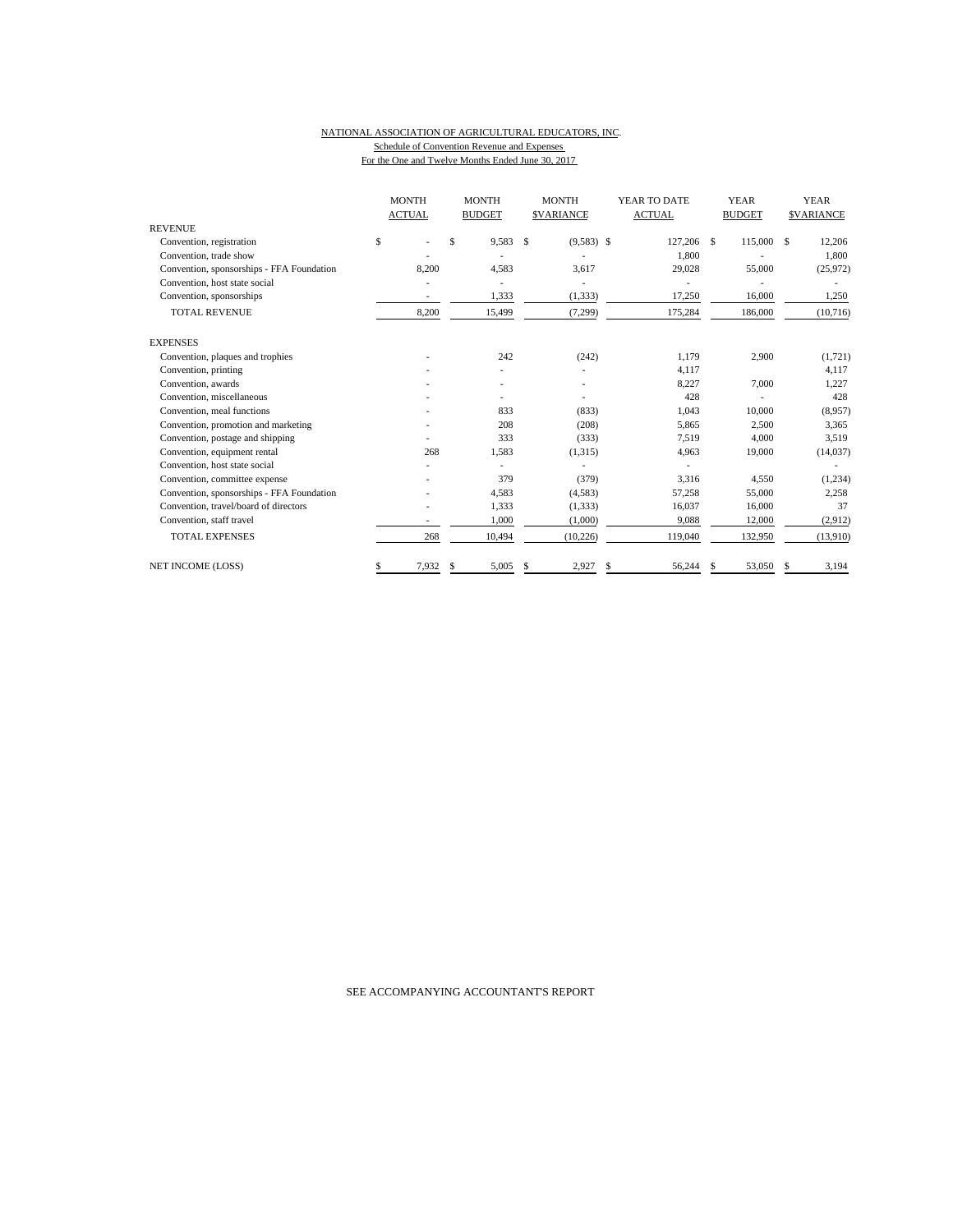NATIONAL ASSOCIATION OF AGRICULTURAL EDUCATORS, INC.

Schedule of Convention Revenue and Expenses

For the One and Twelve Months Ended June 30, 2017

| | MONTH ACTUAL | MONTH BUDGET | MONTH $VARIANCE | YEAR TO DATE ACTUAL | YEAR BUDGET | YEAR $VARIANCE |
|---|---|---|---|---|---|---|
| REVENUE | | | | | | |
| Convention, registration | $ - | $ 9,583 | $ (9,583) | $ 127,206 | $ 115,000 | $ 12,206 |
| Convention, trade show | - | - | - | 1,800 | - | 1,800 |
| Convention, sponsorships - FFA Foundation | 8,200 | 4,583 | 3,617 | 29,028 | 55,000 | (25,972) |
| Convention, host state social | - | - | - | - | - | - |
| Convention, sponsorships | - | 1,333 | (1,333) | 17,250 | 16,000 | 1,250 |
| TOTAL REVENUE | 8,200 | 15,499 | (7,299) | 175,284 | 186,000 | (10,716) |
| EXPENSES | | | | | | |
| Convention, plaques and trophies | - | 242 | (242) | 1,179 | 2,900 | (1,721) |
| Convention, printing | - | - | - | 4,117 | | 4,117 |
| Convention, awards | - | - | - | 8,227 | 7,000 | 1,227 |
| Convention, miscellaneous | - | - | - | 428 | - | 428 |
| Convention, meal functions | - | 833 | (833) | 1,043 | 10,000 | (8,957) |
| Convention, promotion and marketing | - | 208 | (208) | 5,865 | 2,500 | 3,365 |
| Convention, postage and shipping | - | 333 | (333) | 7,519 | 4,000 | 3,519 |
| Convention, equipment rental | 268 | 1,583 | (1,315) | 4,963 | 19,000 | (14,037) |
| Convention, host state social | - | - | - | - | | - |
| Convention, committee expense | - | 379 | (379) | 3,316 | 4,550 | (1,234) |
| Convention, sponsorships - FFA Foundation | - | 4,583 | (4,583) | 57,258 | 55,000 | 2,258 |
| Convention, travel/board of directors | - | 1,333 | (1,333) | 16,037 | 16,000 | 37 |
| Convention, staff travel | - | 1,000 | (1,000) | 9,088 | 12,000 | (2,912) |
| TOTAL EXPENSES | 268 | 10,494 | (10,226) | 119,040 | 132,950 | (13,910) |
| NET INCOME (LOSS) | $ 7,932 | $ 5,005 | $ 2,927 | $ 56,244 | $ 53,050 | $ 3,194 |

SEE ACCOMPANYING ACCOUNTANT'S REPORT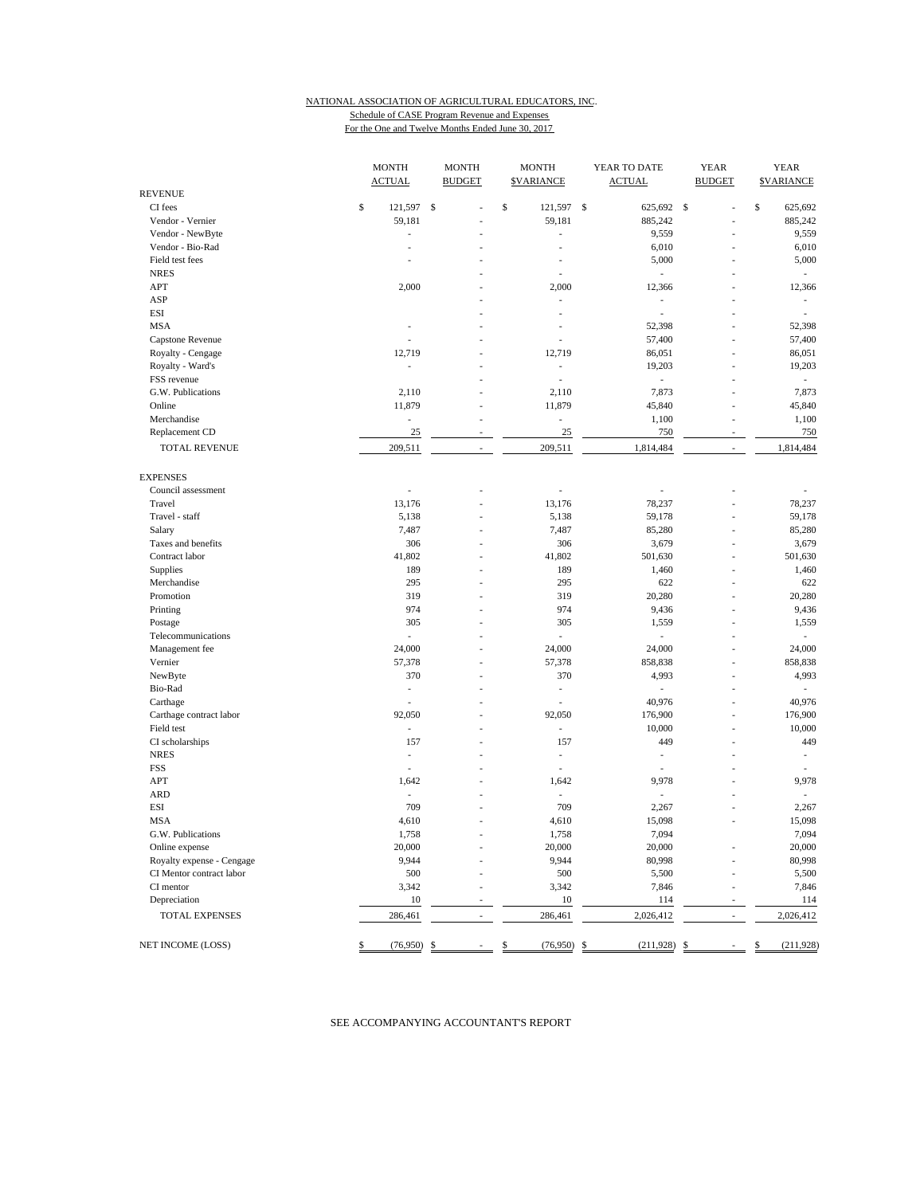NATIONAL ASSOCIATION OF AGRICULTURAL EDUCATORS, INC.
Schedule of CASE Program Revenue and Expenses
For the One and Twelve Months Ended June 30, 2017

| | MONTH ACTUAL | MONTH BUDGET | MONTH $VARIANCE | YEAR TO DATE ACTUAL | YEAR BUDGET | YEAR $VARIANCE |
|---|---|---|---|---|---|---|
| REVENUE | | | | | | |
| CI fees | $ 121,597 | $ - | $ 121,597 | $ 625,692 | $ - | $ 625,692 |
| Vendor - Vernier | 59,181 | - | 59,181 | 885,242 | - | 885,242 |
| Vendor - NewByte | - | - | - | 9,559 | - | 9,559 |
| Vendor - Bio-Rad | - | - | - | 6,010 | - | 6,010 |
| Field test fees | - | - | - | 5,000 | - | 5,000 |
| NRES | | - | - | - | - | - |
| APT | 2,000 | - | 2,000 | 12,366 | - | 12,366 |
| ASP | | - | - | - | - | - |
| ESI | | - | - | - | - | - |
| MSA | - | - | - | 52,398 | - | 52,398 |
| Capstone Revenue | - | - | - | 57,400 | - | 57,400 |
| Royalty - Cengage | 12,719 | - | 12,719 | 86,051 | - | 86,051 |
| Royalty - Ward's | - | - | - | 19,203 | - | 19,203 |
| FSS revenue | | - | - | - | - | - |
| G.W. Publications | 2,110 | - | 2,110 | 7,873 | - | 7,873 |
| Online | 11,879 | - | 11,879 | 45,840 | - | 45,840 |
| Merchandise | - | - | - | 1,100 | - | 1,100 |
| Replacement CD | 25 | - | 25 | 750 | - | 750 |
| TOTAL REVENUE | 209,511 | - | 209,511 | 1,814,484 | - | 1,814,484 |
| EXPENSES | | | | | | |
| Council assessment | - | - | - | - | - | - |
| Travel | 13,176 | - | 13,176 | 78,237 | - | 78,237 |
| Travel - staff | 5,138 | - | 5,138 | 59,178 | - | 59,178 |
| Salary | 7,487 | - | 7,487 | 85,280 | - | 85,280 |
| Taxes and benefits | 306 | - | 306 | 3,679 | - | 3,679 |
| Contract labor | 41,802 | - | 41,802 | 501,630 | - | 501,630 |
| Supplies | 189 | - | 189 | 1,460 | - | 1,460 |
| Merchandise | 295 | - | 295 | 622 | - | 622 |
| Promotion | 319 | - | 319 | 20,280 | - | 20,280 |
| Printing | 974 | - | 974 | 9,436 | - | 9,436 |
| Postage | 305 | - | 305 | 1,559 | - | 1,559 |
| Telecommunications | - | - | - | - | - | - |
| Management fee | 24,000 | - | 24,000 | 24,000 | - | 24,000 |
| Vernier | 57,378 | - | 57,378 | 858,838 | - | 858,838 |
| NewByte | 370 | - | 370 | 4,993 | - | 4,993 |
| Bio-Rad | - | - | - | - | - | - |
| Carthage | - | - | - | 40,976 | - | 40,976 |
| Carthage contract labor | 92,050 | - | 92,050 | 176,900 | - | 176,900 |
| Field test | - | - | - | 10,000 | - | 10,000 |
| CI scholarships | 157 | - | 157 | 449 | - | 449 |
| NRES | - | - | - | - | - | - |
| FSS | - | - | - | - | - | - |
| APT | 1,642 | - | 1,642 | 9,978 | - | 9,978 |
| ARD | - | - | - | - | - | - |
| ESI | 709 | - | 709 | 2,267 | - | 2,267 |
| MSA | 4,610 | - | 4,610 | 15,098 | - | 15,098 |
| G.W. Publications | 1,758 | - | 1,758 | 7,094 | | 7,094 |
| Online expense | 20,000 | - | 20,000 | 20,000 | - | 20,000 |
| Royalty expense - Cengage | 9,944 | - | 9,944 | 80,998 | - | 80,998 |
| CI Mentor contract labor | 500 | - | 500 | 5,500 | - | 5,500 |
| CI mentor | 3,342 | - | 3,342 | 7,846 | - | 7,846 |
| Depreciation | 10 | - | 10 | 114 | - | 114 |
| TOTAL EXPENSES | 286,461 | - | 286,461 | 2,026,412 | - | 2,026,412 |
| NET INCOME (LOSS) | $ (76,950) | $ - | $ (76,950) | $ (211,928) | $ - | $ (211,928) |

SEE ACCOMPANYING ACCOUNTANT'S REPORT